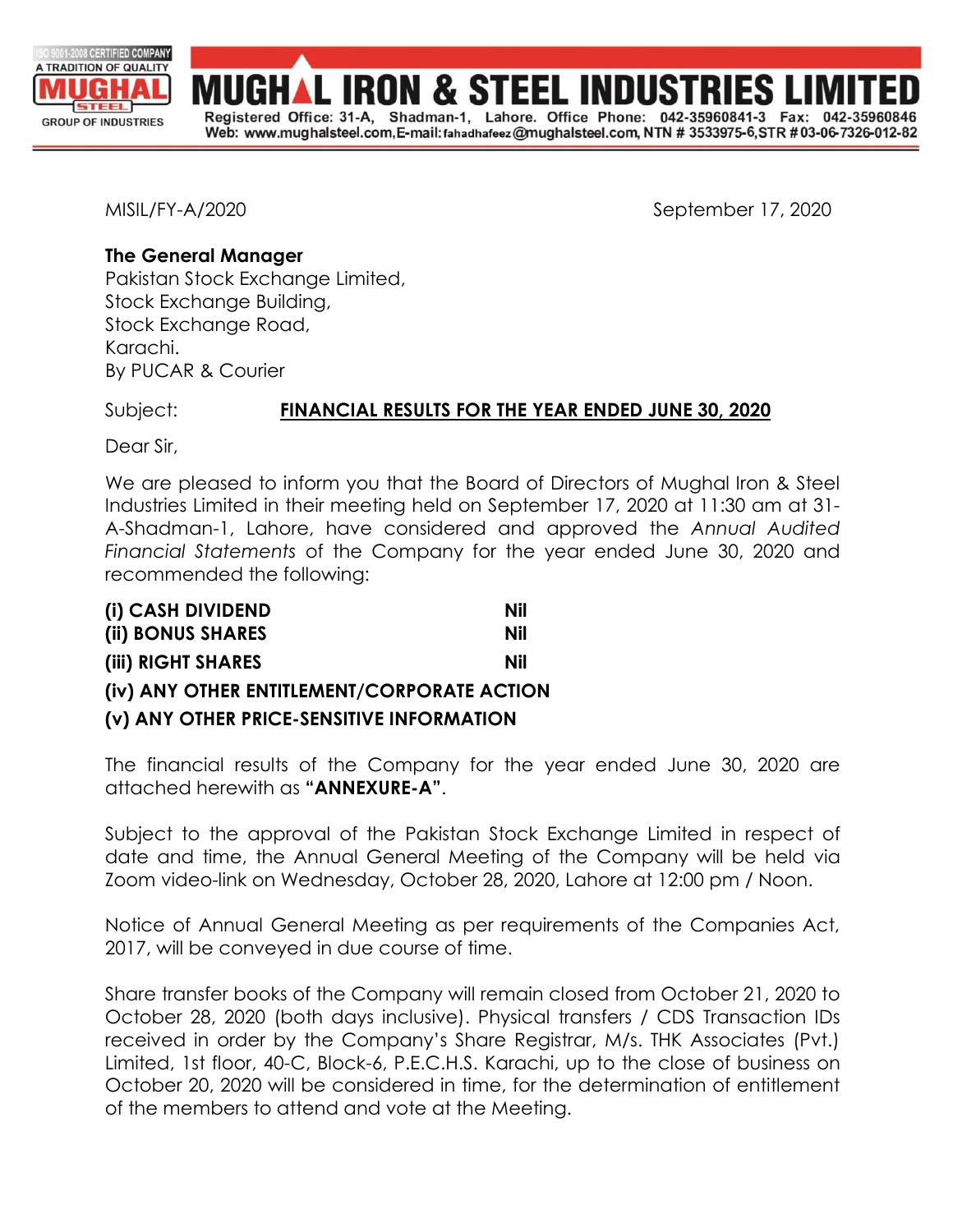# MUGHAL IRON & STEEL INDUSTRIES LIMITED

Registered Office: 31-A, Shadman-1, Lahore. Office Phone: 042-35960841-3 Fax: 042-35960846
Web: www.mughalsteel.com, E-mail: fahadhafeez@mughalsteel.com, NTN # 3533975-6, STR # 03-06-7326-012-82

MISIL/FY-A/2020 September 17, 2020

**The General Manager**
Pakistan Stock Exchange Limited,
Stock Exchange Building,
Stock Exchange Road,
Karachi.
By PUCAR & Courier

Subject: **FINANCIAL RESULTS FOR THE YEAR ENDED JUNE 30, 2020**

Dear Sir,

We are pleased to inform you that the Board of Directors of Mughal Iron & Steel Industries Limited in their meeting held on September 17, 2020 at 11:30 am at 31-A-Shadman-1, Lahore, have considered and approved the *Annual Audited Financial Statements* of the Company for the year ended June 30, 2020 and recommended the following:

**(i) CASH DIVIDEND** **Nil**
**(ii) BONUS SHARES** **Nil**
**(iii) RIGHT SHARES** **Nil**
**(iv) ANY OTHER ENTITLEMENT/CORPORATE ACTION**
**(v) ANY OTHER PRICE-SENSITIVE INFORMATION**

The financial results of the Company for the year ended June 30, 2020 are attached herewith as **"ANNEXURE-A"**.

Subject to the approval of the Pakistan Stock Exchange Limited in respect of date and time, the Annual General Meeting of the Company will be held via Zoom video-link on Wednesday, October 28, 2020, Lahore at 12:00 pm / Noon.

Notice of Annual General Meeting as per requirements of the Companies Act, 2017, will be conveyed in due course of time.

Share transfer books of the Company will remain closed from October 21, 2020 to October 28, 2020 (both days inclusive). Physical transfers / CDS Transaction IDs received in order by the Company's Share Registrar, M/s. THK Associates (Pvt.) Limited, 1st floor, 40-C, Block-6, P.E.C.H.S. Karachi, up to the close of business on October 20, 2020 will be considered in time, for the determination of entitlement of the members to attend and vote at the Meeting.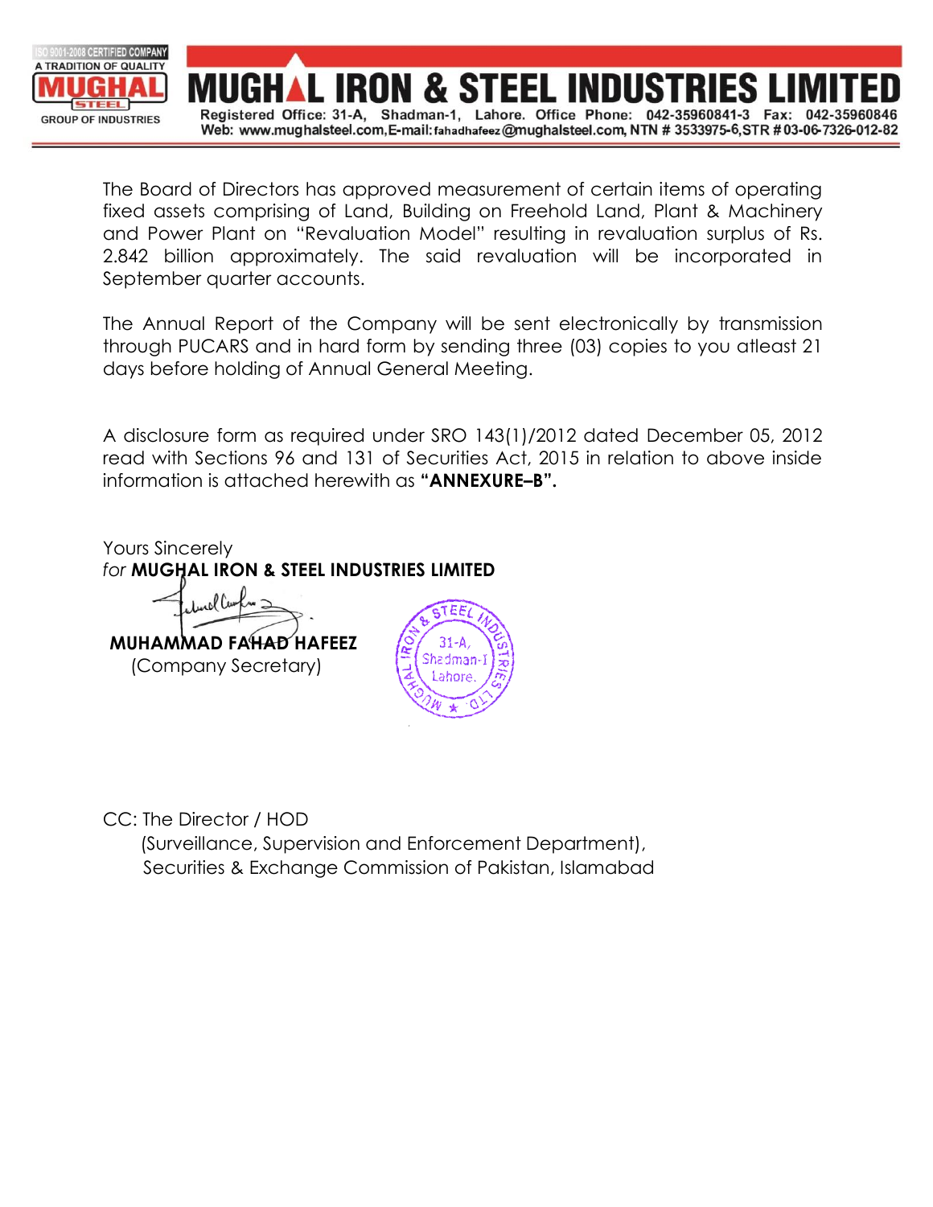The Board of Directors has approved measurement of certain items of operating fixed assets comprising of Land, Building on Freehold Land, Plant & Machinery and Power Plant on "Revaluation Model" resulting in revaluation surplus of Rs. 2.842 billion approximately. The said revaluation will be incorporated in September quarter accounts.

The Annual Report of the Company will be sent electronically by transmission through PUCARS and in hard form by sending three (03) copies to you atleast 21 days before holding of Annual General Meeting.

A disclosure form as required under SRO 143(1)/2012 dated December 05, 2012 read with Sections 96 and 131 of Securities Act, 2015 in relation to above inside information is attached herewith as **"ANNEXURE–B".**

Yours Sincerely

*for* **MUGHAL IRON & STEEL INDUSTRIES LIMITED**

**MUHAMMAD FAHAD HAFEEZ**

(Company Secretary)

CC: The Director / HOD

(Surveillance, Supervision and Enforcement Department),

Securities & Exchange Commission of Pakistan, Islamabad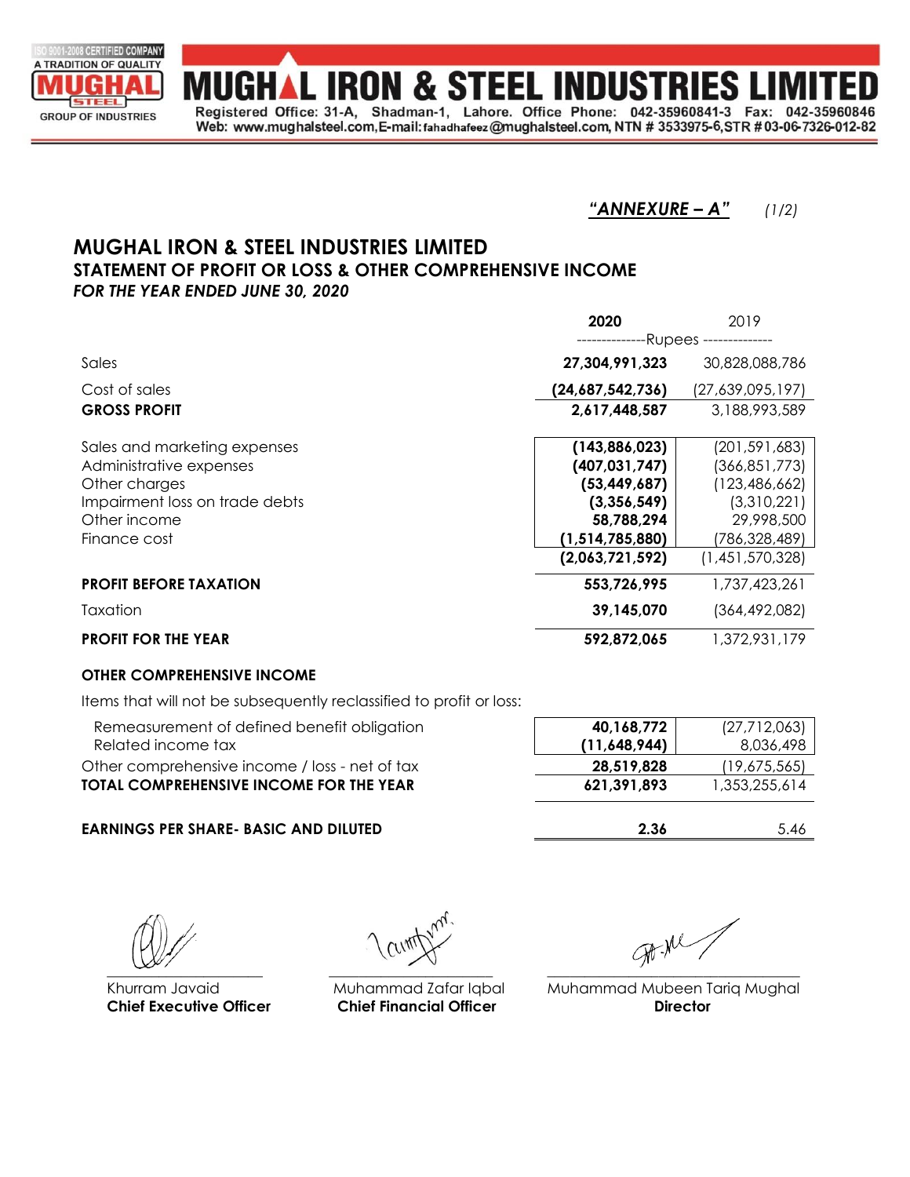# MUGHAL IRON & STEEL INDUSTRIES LIMITED

Registered Office: 31-A, Shadman-1, Lahore. Office Phone: 042-35960841-3 Fax: 042-35960846
Web: www.mughalsteel.com, E-mail: fahadhafeez@mughalsteel.com, NTN # 3533975-6, STR # 03-06-7326-012-82

***"ANNEXURE – A"*** *(1/2)*

## MUGHAL IRON & STEEL INDUSTRIES LIMITED
### STATEMENT OF PROFIT OR LOSS & OTHER COMPREHENSIVE INCOME
***FOR THE YEAR ENDED JUNE 30, 2020***

| | **2020** | 2019 |
|---|---|---|
| | ---Rupees--- | |
| Sales | **27,304,991,323** | 30,828,088,786 |
| Cost of sales | **(24,687,542,736)** | (27,639,095,197) |
| **GROSS PROFIT** | **2,617,448,587** | 3,188,993,589 |
| Sales and marketing expenses | **(143,886,023)** | (201,591,683) |
| Administrative expenses | **(407,031,747)** | (366,851,773) |
| Other charges | **(53,449,687)** | (123,486,662) |
| Impairment loss on trade debts | **(3,356,549)** | (3,310,221) |
| Other income | **58,788,294** | 29,998,500 |
| Finance cost | **(1,514,785,880)** | (786,328,489) |
| | **(2,063,721,592)** | (1,451,570,328) |
| **PROFIT BEFORE TAXATION** | **553,726,995** | 1,737,423,261 |
| Taxation | **39,145,070** | (364,492,082) |
| **PROFIT FOR THE YEAR** | **592,872,065** | 1,372,931,179 |
| **OTHER COMPREHENSIVE INCOME** | | |
| Items that will not be subsequently reclassified to profit or loss: | | |
| Remeasurement of defined benefit obligation | **40,168,772** | (27,712,063) |
| Related income tax | **(11,648,944)** | 8,036,498 |
| Other comprehensive income / loss - net of tax | **28,519,828** | (19,675,565) |
| **TOTAL COMPREHENSIVE INCOME FOR THE YEAR** | **621,391,893** | 1,353,255,614 |
| **EARNINGS PER SHARE- BASIC AND DILUTED** | **2.36** | 5.46 |

Khurram Javaid
**Chief Executive Officer**

Muhammad Zafar Iqbal
**Chief Financial Officer**

Muhammad Mubeen Tariq Mughal
**Director**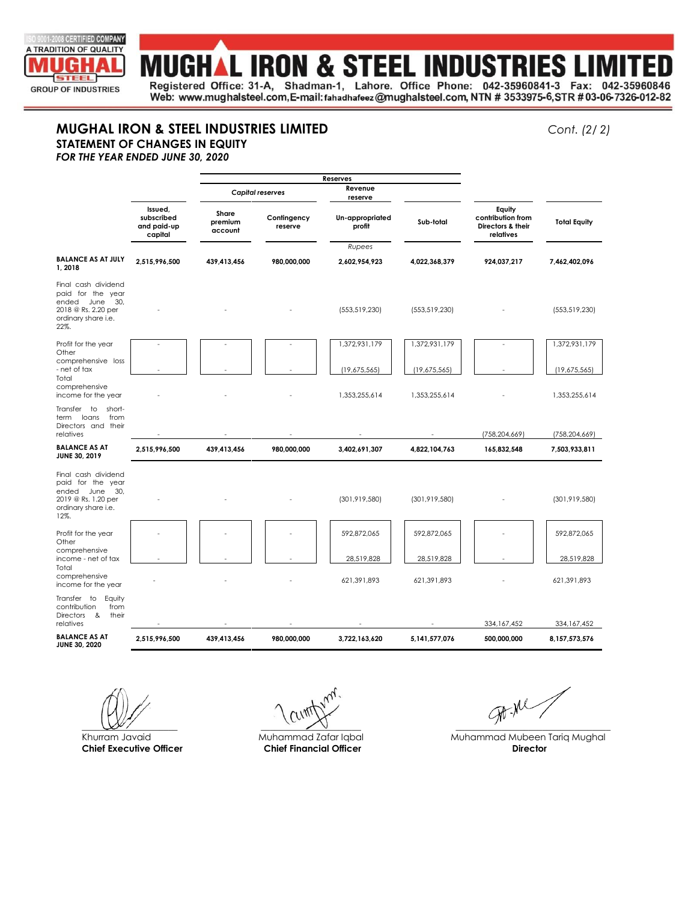# MUGHAL IRON & STEEL INDUSTRIES LIMITED

Registered Office: 31-A, Shadman-1, Lahore. Office Phone: 042-35960841-3 Fax: 042-35960846
Web: www.mughalsteel.com, E-mail: fahadhafeez@mughalsteel.com, NTN # 3533975-6, STR # 03-06-7326-012-82

## MUGHAL IRON & STEEL INDUSTRIES LIMITED

*Cont. (2/ 2)*

### STATEMENT OF CHANGES IN EQUITY

***FOR THE YEAR ENDED JUNE 30, 2020***

| | | Reserves | | | | | |
|---|---|---|---|---|---|---|---|
| | | *Capital reserves* | | Revenue reserve | | | |
| | Issued, subscribed and paid-up capital | Share premium account | Contingency reserve | Un-appropriated profit | Sub-total | Equity contribution from Directors & their relatives | Total Equity |
| | | | | *Rupees* | | | |
| **BALANCE AS AT JULY 1, 2018** | **2,515,996,500** | **439,413,456** | **980,000,000** | **2,602,954,923** | **4,022,368,379** | **924,037,217** | **7,462,402,096** |
| Final cash dividend paid for the year ended June 30, 2018 @ Rs. 2.20 per ordinary share i.e. 22%. | - | - | - | (553,519,230) | (553,519,230) | - | (553,519,230) |
| Profit for the year | - | - | - | 1,372,931,179 | 1,372,931,179 | - | 1,372,931,179 |
| Other comprehensive loss - net of tax | - | - | - | (19,675,565) | (19,675,565) | - | (19,675,565) |
| Total comprehensive income for the year | - | - | - | 1,353,255,614 | 1,353,255,614 | - | 1,353,255,614 |
| Transfer to short-term loans from Directors and their relatives | - | - | - | - | - | (758,204,669) | (758,204,669) |
| **BALANCE AS AT JUNE 30, 2019** | **2,515,996,500** | **439,413,456** | **980,000,000** | **3,402,691,307** | **4,822,104,763** | **165,832,548** | **7,503,933,811** |
| Final cash dividend paid for the year ended June 30, 2019 @ Rs. 1.20 per ordinary share i.e. 12%. | - | - | - | (301,919,580) | (301,919,580) | - | (301,919,580) |
| Profit for the year | - | - | - | 592,872,065 | 592,872,065 | - | 592,872,065 |
| Other comprehensive income - net of tax | - | - | - | 28,519,828 | 28,519,828 | - | 28,519,828 |
| Total comprehensive income for the year | - | - | - | 621,391,893 | 621,391,893 | - | 621,391,893 |
| Transfer to Equity contribution from Directors & their relatives | - | - | - | - | - | 334,167,452 | 334,167,452 |
| **BALANCE AS AT JUNE 30, 2020** | **2,515,996,500** | **439,413,456** | **980,000,000** | **3,722,163,620** | **5,141,577,076** | **500,000,000** | **8,157,573,576** |

| | | |
|---|---|---|
| Khurram Javaid | Muhammad Zafar Iqbal | Muhammad Mubeen Tariq Mughal |
| **Chief Executive Officer** | **Chief Financial Officer** | **Director** |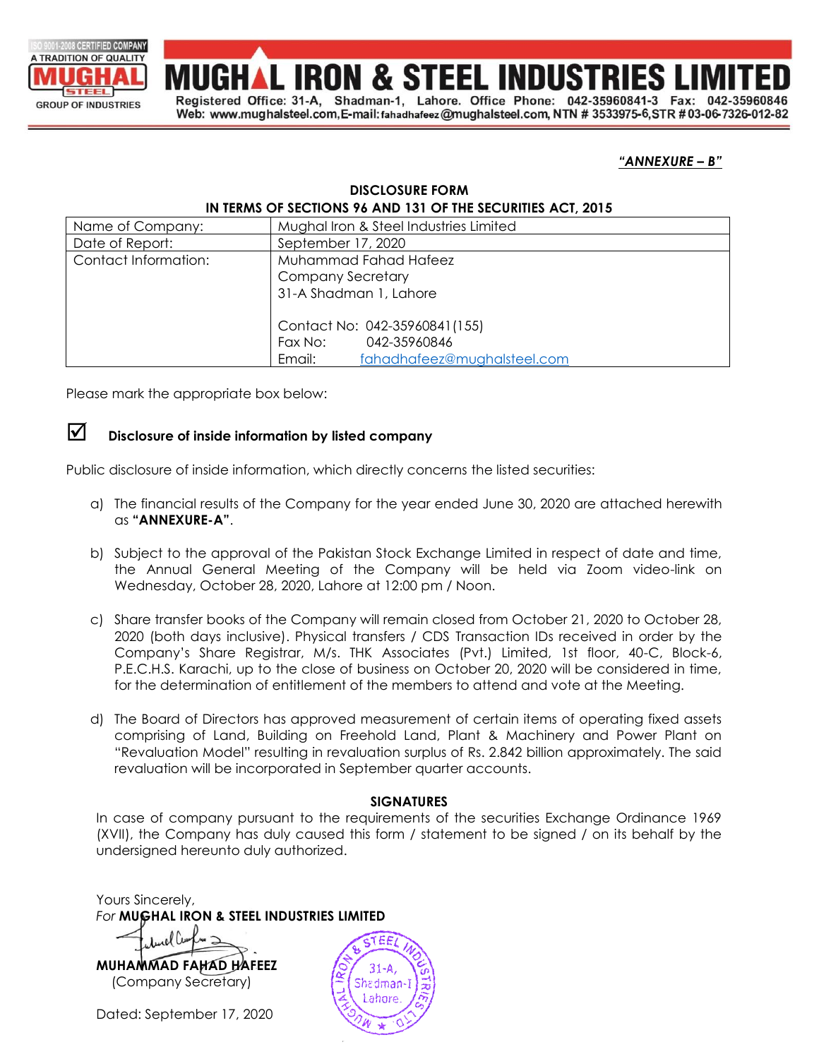# MUGHAL IRON & STEEL INDUSTRIES LIMITED

Registered Office: 31-A, Shadman-1, Lahore. Office Phone: 042-35960841-3 Fax: 042-35960846
Web: www.mughalsteel.com, E-mail: fahadhafeez@mughalsteel.com, NTN # 3533975-6, STR # 03-06-7326-012-82

***"ANNEXURE – B"***

**DISCLOSURE FORM**
**IN TERMS OF SECTIONS 96 AND 131 OF THE SECURITIES ACT, 2015**

| | |
|---|---|
| Name of Company: | Mughal Iron & Steel Industries Limited |
| Date of Report: | September 17, 2020 |
| Contact Information: | Muhammad Fahad Hafeez<br>Company Secretary<br>31-A Shadman 1, Lahore<br><br>Contact No: 042-35960841(155)<br>Fax No: 042-35960846<br>Email: fahadhafeez@mughalsteel.com |

Please mark the appropriate box below:

☑ **Disclosure of inside information by listed company**

Public disclosure of inside information, which directly concerns the listed securities:

a) The financial results of the Company for the year ended June 30, 2020 are attached herewith as **"ANNEXURE-A"**.

b) Subject to the approval of the Pakistan Stock Exchange Limited in respect of date and time, the Annual General Meeting of the Company will be held via Zoom video-link on Wednesday, October 28, 2020, Lahore at 12:00 pm / Noon.

c) Share transfer books of the Company will remain closed from October 21, 2020 to October 28, 2020 (both days inclusive). Physical transfers / CDS Transaction IDs received in order by the Company's Share Registrar, M/s. THK Associates (Pvt.) Limited, 1st floor, 40-C, Block-6, P.E.C.H.S. Karachi, up to the close of business on October 20, 2020 will be considered in time, for the determination of entitlement of the members to attend and vote at the Meeting.

d) The Board of Directors has approved measurement of certain items of operating fixed assets comprising of Land, Building on Freehold Land, Plant & Machinery and Power Plant on "Revaluation Model" resulting in revaluation surplus of Rs. 2.842 billion approximately. The said revaluation will be incorporated in September quarter accounts.

**SIGNATURES**

In case of company pursuant to the requirements of the securities Exchange Ordinance 1969 (XVII), the Company has duly caused this form / statement to be signed / on its behalf by the undersigned hereunto duly authorized.

Yours Sincerely,
*For* **MUGHAL IRON & STEEL INDUSTRIES LIMITED**

**MUHAMMAD FAHAD HAFEEZ**
(Company Secretary)

Dated: September 17, 2020